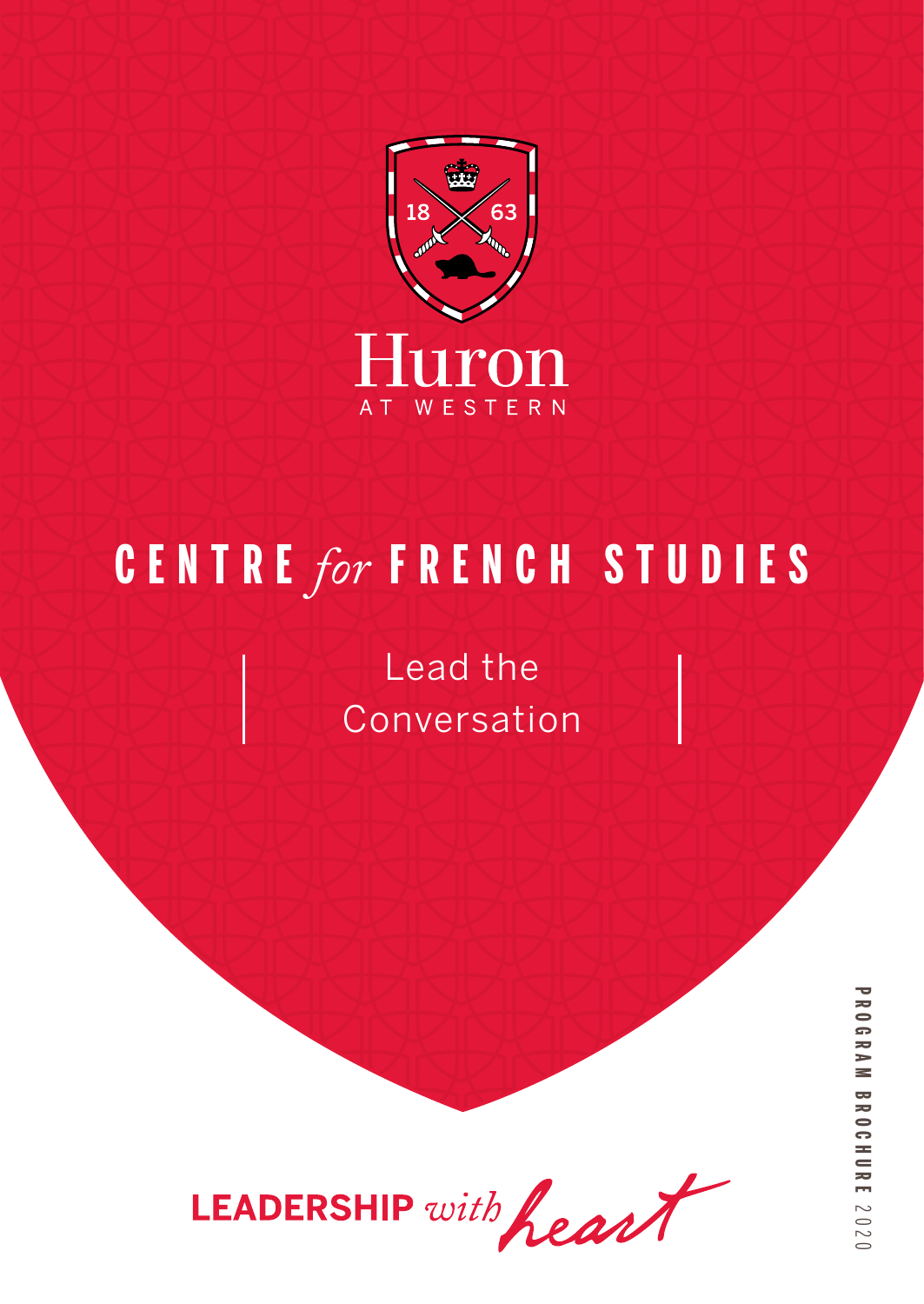18 63

Huron

AT WESTERN

# CENTRE *for* FRENCH STUDIES

Lead the Conversation

LEADERSHIP *with heart*

PROGRAM BROCHURE 2020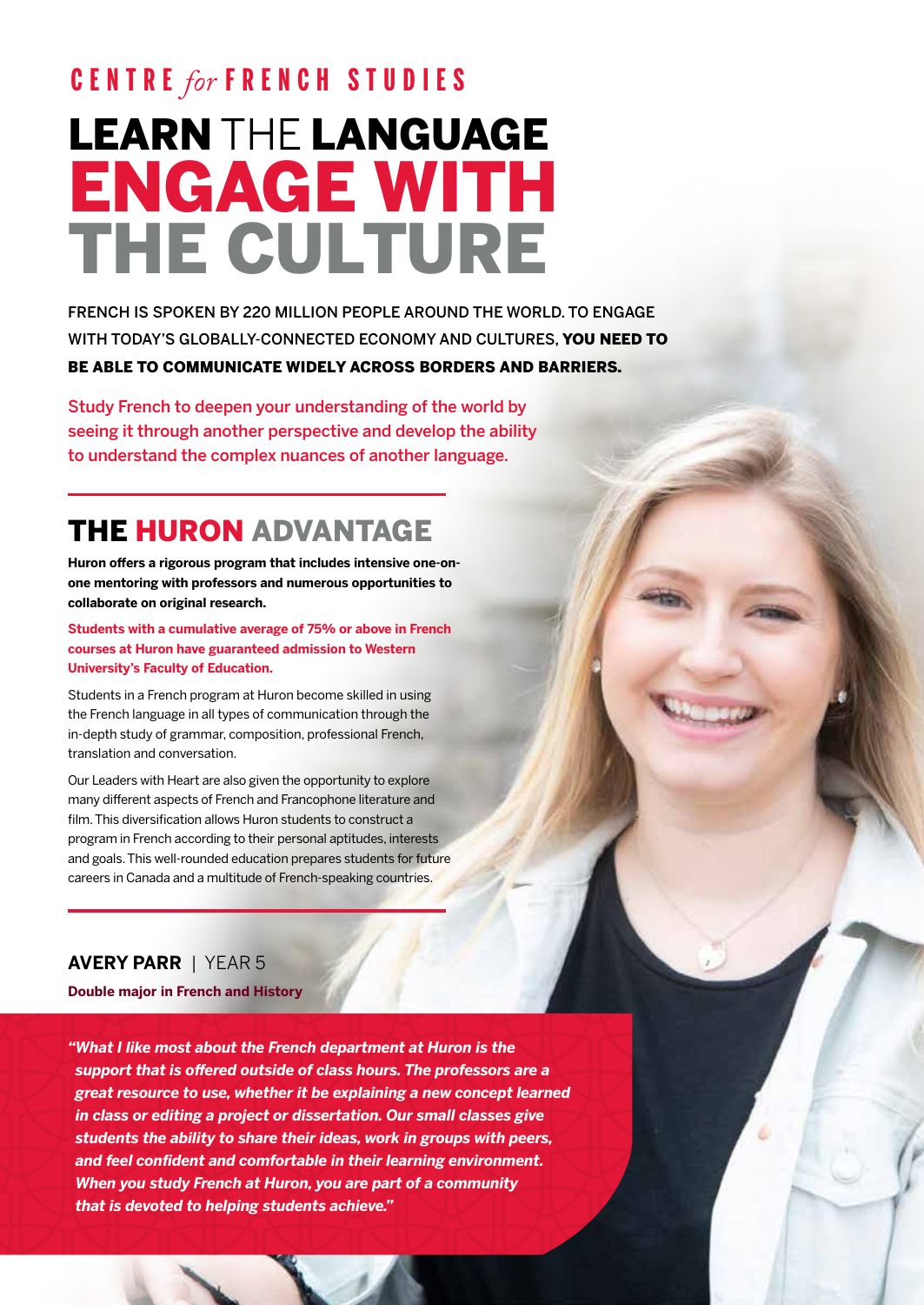CENTRE *for* FRENCH STUDIES

# LEARN THE LANGUAGE ENGAGE WITH THE CULTURE

FRENCH IS SPOKEN BY 220 MILLION PEOPLE AROUND THE WORLD. TO ENGAGE WITH TODAY'S GLOBALLY-CONNECTED ECONOMY AND CULTURES, **YOU NEED TO BE ABLE TO COMMUNICATE WIDELY ACROSS BORDERS AND BARRIERS.**

Study French to deepen your understanding of the world by seeing it through another perspective and develop the ability to understand the complex nuances of another language.

## THE HURON ADVANTAGE

**Huron offers a rigorous program that includes intensive one-on-one mentoring with professors and numerous opportunities to collaborate on original research.**

**Students with a cumulative average of 75% or above in French courses at Huron have guaranteed admission to Western University's Faculty of Education.**

Students in a French program at Huron become skilled in using the French language in all types of communication through the in-depth study of grammar, composition, professional French, translation and conversation.

Our Leaders with Heart are also given the opportunity to explore many different aspects of French and Francophone literature and film. This diversification allows Huron students to construct a program in French according to their personal aptitudes, interests and goals. This well-rounded education prepares students for future careers in Canada and a multitude of French-speaking countries.

**AVERY PARR** | YEAR 5

**Double major in French and History**

***"What I like most about the French department at Huron is the support that is offered outside of class hours. The professors are a great resource to use, whether it be explaining a new concept learned in class or editing a project or dissertation. Our small classes give students the ability to share their ideas, work in groups with peers, and feel confident and comfortable in their learning environment. When you study French at Huron, you are part of a community that is devoted to helping students achieve."***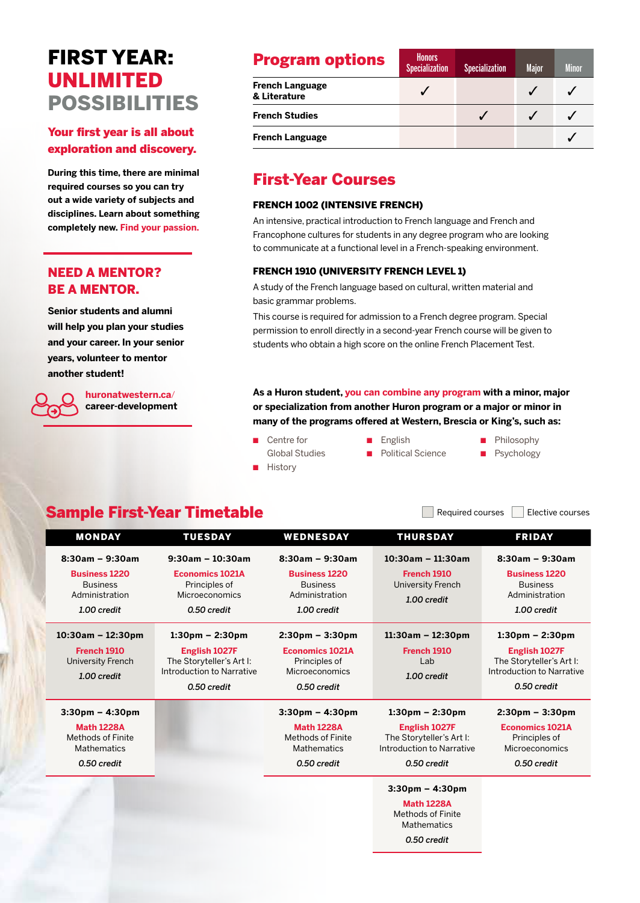# FIRST YEAR: UNLIMITED POSSIBILITIES

## Your first year is all about exploration and discovery.

**During this time, there are minimal required courses so you can try out a wide variety of subjects and disciplines. Learn about something completely new. Find your passion.**

## NEED A MENTOR? BE A MENTOR.

**Senior students and alumni will help you plan your studies and your career. In your senior years, volunteer to mentor another student!**

**huronatwestern.ca/ career-development**

## Program options

| | Honors Specialization | Specialization | Major | Minor |
|---|---|---|---|---|
| **French Language & Literature** | ✓ | | ✓ | ✓ |
| **French Studies** | | ✓ | ✓ | ✓ |
| **French Language** | | | | ✓ |

## First-Year Courses

### FRENCH 1002 (INTENSIVE FRENCH)

An intensive, practical introduction to French language and French and Francophone cultures for students in any degree program who are looking to communicate at a functional level in a French-speaking environment.

### FRENCH 1910 (UNIVERSITY FRENCH LEVEL 1)

A study of the French language based on cultural, written material and basic grammar problems.

This course is required for admission to a French degree program. Special permission to enroll directly in a second-year French course will be given to students who obtain a high score on the online French Placement Test.

**As a Huron student, you can combine any program with a minor, major or specialization from another Huron program or a major or minor in many of the programs offered at Western, Brescia or King's, such as:**

- Centre for Global Studies
- History
- English
- Political Science
- Philosophy
- Psychology

## Sample First-Year Timetable

Required courses | Elective courses

| MONDAY | TUESDAY | WEDNESDAY | THURSDAY | FRIDAY |
|---|---|---|---|---|
| **8:30am – 9:30am** **Business 1220** Business Administration *1.00 credit* | **9:30am – 10:30am** **Economics 1021A** Principles of Microeconomics *0.50 credit* | **8:30am – 9:30am** **Business 1220** Business Administration *1.00 credit* | **10:30am – 11:30am** **French 1910** University French *1.00 credit* | **8:30am – 9:30am** **Business 1220** Business Administration *1.00 credit* |
| **10:30am – 12:30pm** **French 1910** University French *1.00 credit* | **1:30pm – 2:30pm** **English 1027F** The Storyteller's Art I: Introduction to Narrative *0.50 credit* | **2:30pm – 3:30pm** **Economics 1021A** Principles of Microeconomics *0.50 credit* | **11:30am – 12:30pm** **French 1910** Lab *1.00 credit* | **1:30pm – 2:30pm** **English 1027F** The Storyteller's Art I: Introduction to Narrative *0.50 credit* |
| **3:30pm – 4:30pm** **Math 1228A** Methods of Finite Mathematics *0.50 credit* | | **3:30pm – 4:30pm** **Math 1228A** Methods of Finite Mathematics *0.50 credit* | **1:30pm – 2:30pm** **English 1027F** The Storyteller's Art I: Introduction to Narrative *0.50 credit* | **2:30pm – 3:30pm** **Economics 1021A** Principles of Microeconomics *0.50 credit* |
| | | | **3:30pm – 4:30pm** **Math 1228A** Methods of Finite Mathematics *0.50 credit* | |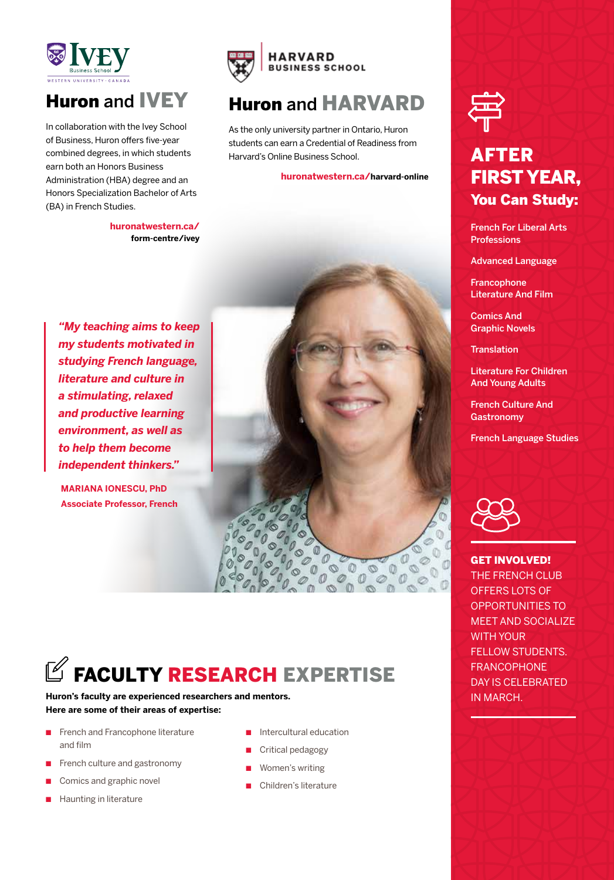## Huron and IVEY

In collaboration with the Ivey School of Business, Huron offers five-year combined degrees, in which students earn both an Honors Business Administration (HBA) degree and an Honors Specialization Bachelor of Arts (BA) in French Studies.

**huronatwestern.ca/form-centre/ivey**

## Huron and HARVARD

As the only university partner in Ontario, Huron students can earn a Credential of Readiness from Harvard's Online Business School.

**huronatwestern.ca/harvard-online**

***"My teaching aims to keep my students motivated in studying French language, literature and culture in a stimulating, relaxed and productive learning environment, as well as to help them become independent thinkers."***

**MARIANA IONESCU, PhD**
**Associate Professor, French**

## AFTER FIRST YEAR, You Can Study:

- French For Liberal Arts Professions
- Advanced Language
- Francophone Literature And Film
- Comics And Graphic Novels
- Translation
- Literature For Children And Young Adults
- French Culture And Gastronomy
- French Language Studies

**GET INVOLVED!**
THE FRENCH CLUB OFFERS LOTS OF OPPORTUNITIES TO MEET AND SOCIALIZE WITH YOUR FELLOW STUDENTS. FRANCOPHONE DAY IS CELEBRATED IN MARCH.

## FACULTY RESEARCH EXPERTISE

**Huron's faculty are experienced researchers and mentors. Here are some of their areas of expertise:**

- French and Francophone literature and film
- French culture and gastronomy
- Comics and graphic novel
- Haunting in literature
- Intercultural education
- Critical pedagogy
- Women's writing
- Children's literature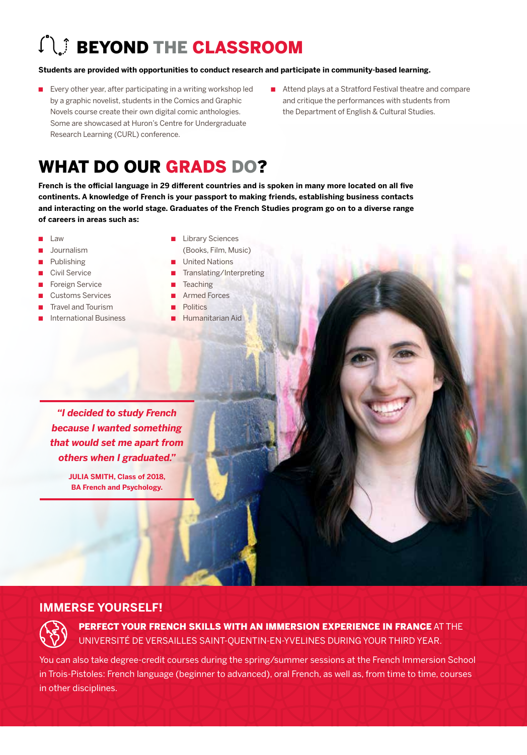# BEYOND THE CLASSROOM

**Students are provided with opportunities to conduct research and participate in community-based learning.**

- Every other year, after participating in a writing workshop led by a graphic novelist, students in the Comics and Graphic Novels course create their own digital comic anthologies. Some are showcased at Huron's Centre for Undergraduate Research Learning (CURL) conference.
- Attend plays at a Stratford Festival theatre and compare and critique the performances with students from the Department of English & Cultural Studies.

# WHAT DO OUR GRADS DO?

**French is the official language in 29 different countries and is spoken in many more located on all five continents. A knowledge of French is your passport to making friends, establishing business contacts and interacting on the world stage. Graduates of the French Studies program go on to a diverse range of careers in areas such as:**

- Law
- Journalism
- Publishing
- Civil Service
- Foreign Service
- Customs Services
- Travel and Tourism
- International Business
- Library Sciences (Books, Film, Music)
- United Nations
- Translating/Interpreting
- Teaching
- Armed Forces
- Politics
- Humanitarian Aid

***"I decided to study French because I wanted something that would set me apart from others when I graduated."***

**JULIA SMITH, Class of 2018, BA French and Psychology.**

## IMMERSE YOURSELF!

**PERFECT YOUR FRENCH SKILLS WITH AN IMMERSION EXPERIENCE IN FRANCE** AT THE UNIVERSITÉ DE VERSAILLES SAINT-QUENTIN-EN-YVELINES DURING YOUR THIRD YEAR.

You can also take degree-credit courses during the spring/summer sessions at the French Immersion School in Trois-Pistoles: French language (beginner to advanced), oral French, as well as, from time to time, courses in other disciplines.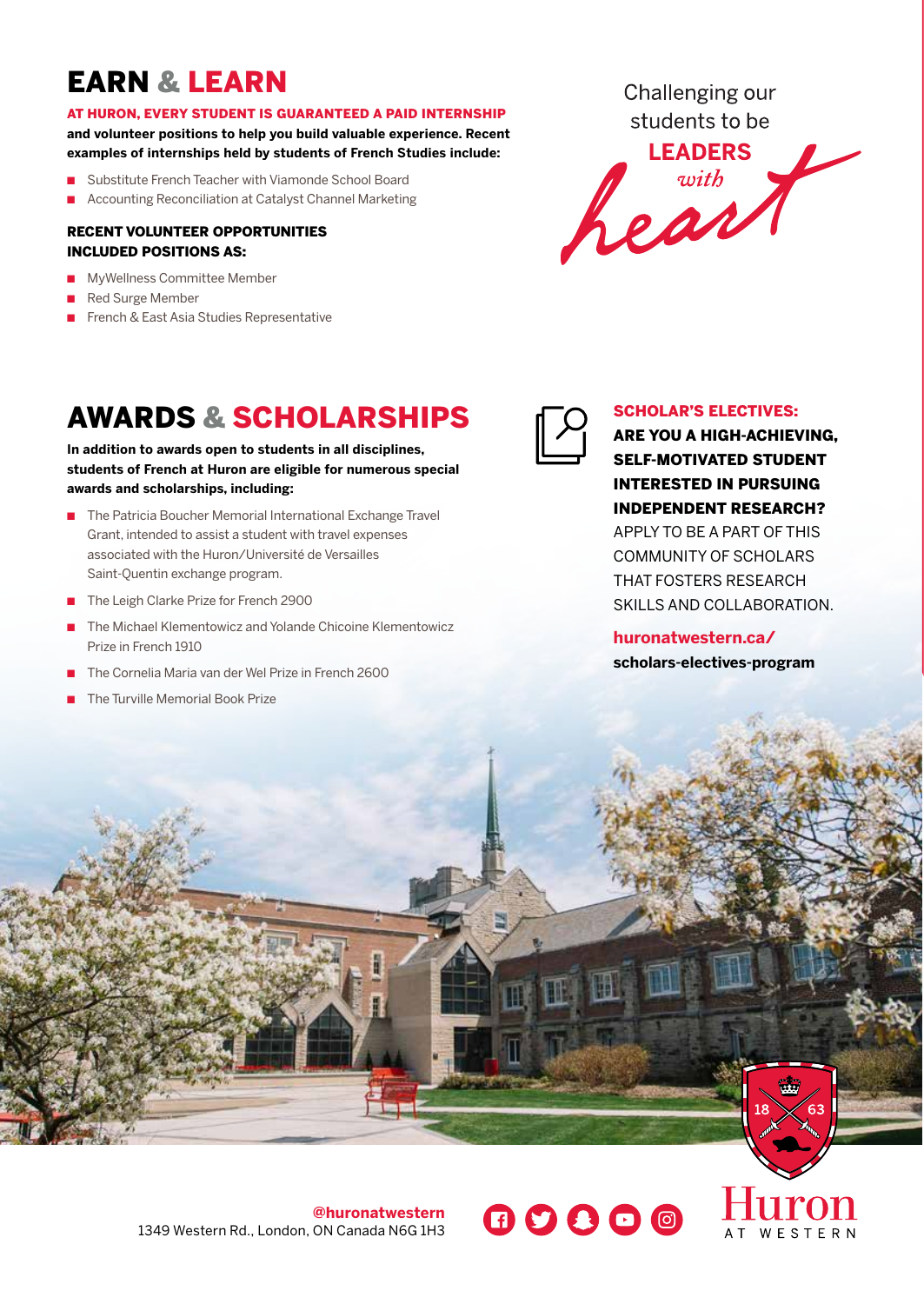## EARN & LEARN

**AT HURON, EVERY STUDENT IS GUARANTEED A PAID INTERNSHIP and volunteer positions to help you build valuable experience. Recent examples of internships held by students of French Studies include:**

- Substitute French Teacher with Viamonde School Board
- Accounting Reconciliation at Catalyst Channel Marketing

**RECENT VOLUNTEER OPPORTUNITIES INCLUDED POSITIONS AS:**

- MyWellness Committee Member
- Red Surge Member
- French & East Asia Studies Representative

Challenging our students to be **LEADERS** *with heart*

## AWARDS & SCHOLARSHIPS

**In addition to awards open to students in all disciplines, students of French at Huron are eligible for numerous special awards and scholarships, including:**

- The Patricia Boucher Memorial International Exchange Travel Grant, intended to assist a student with travel expenses associated with the Huron/Université de Versailles Saint-Quentin exchange program.
- The Leigh Clarke Prize for French 2900
- The Michael Klementowicz and Yolande Chicoine Klementowicz Prize in French 1910
- The Cornelia Maria van der Wel Prize in French 2600
- The Turville Memorial Book Prize

**SCHOLAR'S ELECTIVES:**

**ARE YOU A HIGH-ACHIEVING, SELF-MOTIVATED STUDENT INTERESTED IN PURSUING INDEPENDENT RESEARCH?**

APPLY TO BE A PART OF THIS COMMUNITY OF SCHOLARS THAT FOSTERS RESEARCH SKILLS AND COLLABORATION.

**huronatwestern.ca/scholars-electives-program**

18 63

Huron AT WESTERN

@huronatwestern
1349 Western Rd., London, ON Canada N6G 1H3